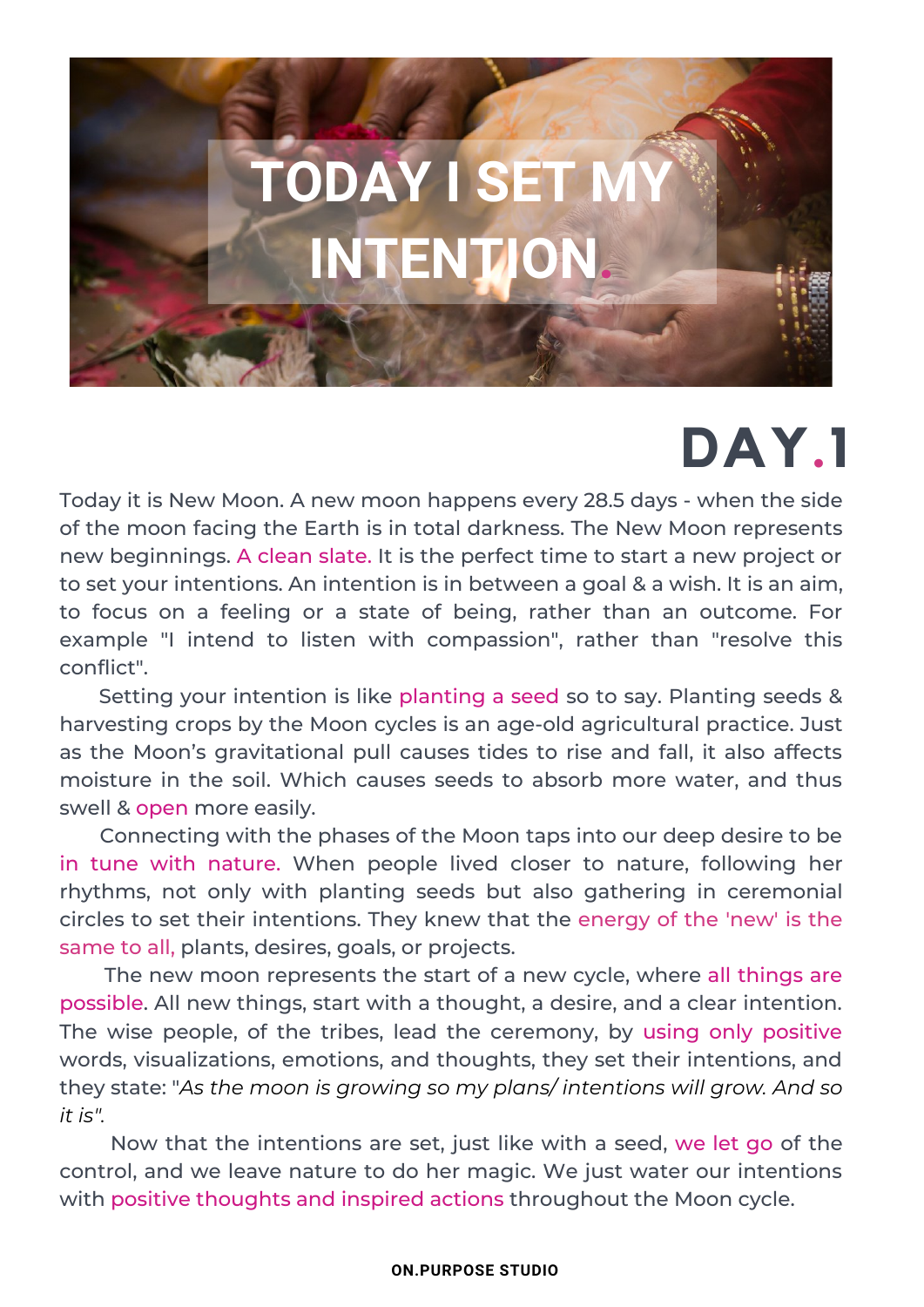# TODAY I SET MY INTENTION.

## DAY.1

Today it is New Moon. A new moon happens every 28.5 days - when the side of the moon facing the Earth is in total darkness. The New Moon represents new beginnings. A clean slate. It is the perfect time to start a new project or to set your intentions. An intention is in between a goal & a wish. It is an aim, to focus on a feeling or a state of being, rather than an outcome. For example "I intend to listen with compassion", rather than "resolve this conflict".

Setting your intention is like planting a seed so to say. Planting seeds & harvesting crops by the Moon cycles is an age-old agricultural practice. Just as the Moon's gravitational pull causes tides to rise and fall, it also affects moisture in the soil. Which causes seeds to absorb more water, and thus swell & open more easily.

Connecting with the phases of the Moon taps into our deep desire to be in tune with nature. When people lived closer to nature, following her rhythms, not only with planting seeds but also gathering in ceremonial circles to set their intentions. They knew that the energy of the 'new' is the same to all, plants, desires, goals, or projects.

The new moon represents the start of a new cycle, where all things are possible. All new things, start with a thought, a desire, and a clear intention. The wise people, of the tribes, lead the ceremony, by using only positive words, visualizations, emotions, and thoughts, they set their intentions, and they state: "*As the moon is growing so my plans/ intentions will grow. And so it is*".

Now that the intentions are set, just like with a seed, we let go of the control, and we leave nature to do her magic. We just water our intentions with positive thoughts and inspired actions throughout the Moon cycle.

ON.PURPOSE STUDIO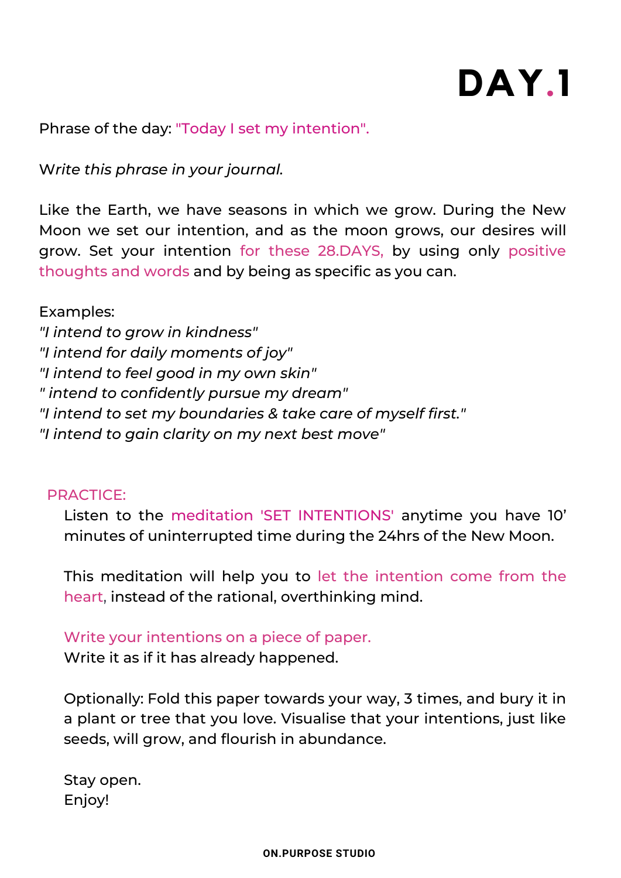# DAY.1

Phrase of the day: "Today I set my intention".

*Write this phrase in your journal.*

Like the Earth, we have seasons in which we grow. During the New Moon we set our intention, and as the moon grows, our desires will grow. Set your intention for these 28.DAYS, by using only positive thoughts and words and by being as specific as you can.

Examples:
*"I intend to grow in kindness"*
*"I intend for daily moments of joy"*
*"I intend to feel good in my own skin"*
*" intend to confidently pursue my dream"*
*"I intend to set my boundaries & take care of myself first."*
*"I intend to gain clarity on my next best move"*

PRACTICE:

Listen to the meditation 'SET INTENTIONS' anytime you have 10' minutes of uninterrupted time during the 24hrs of the New Moon.

This meditation will help you to let the intention come from the heart, instead of the rational, overthinking mind.

Write your intentions on a piece of paper.
Write it as if it has already happened.

Optionally: Fold this paper towards your way, 3 times, and bury it in a plant or tree that you love. Visualise that your intentions, just like seeds, will grow, and flourish in abundance.

Stay open.
Enjoy!